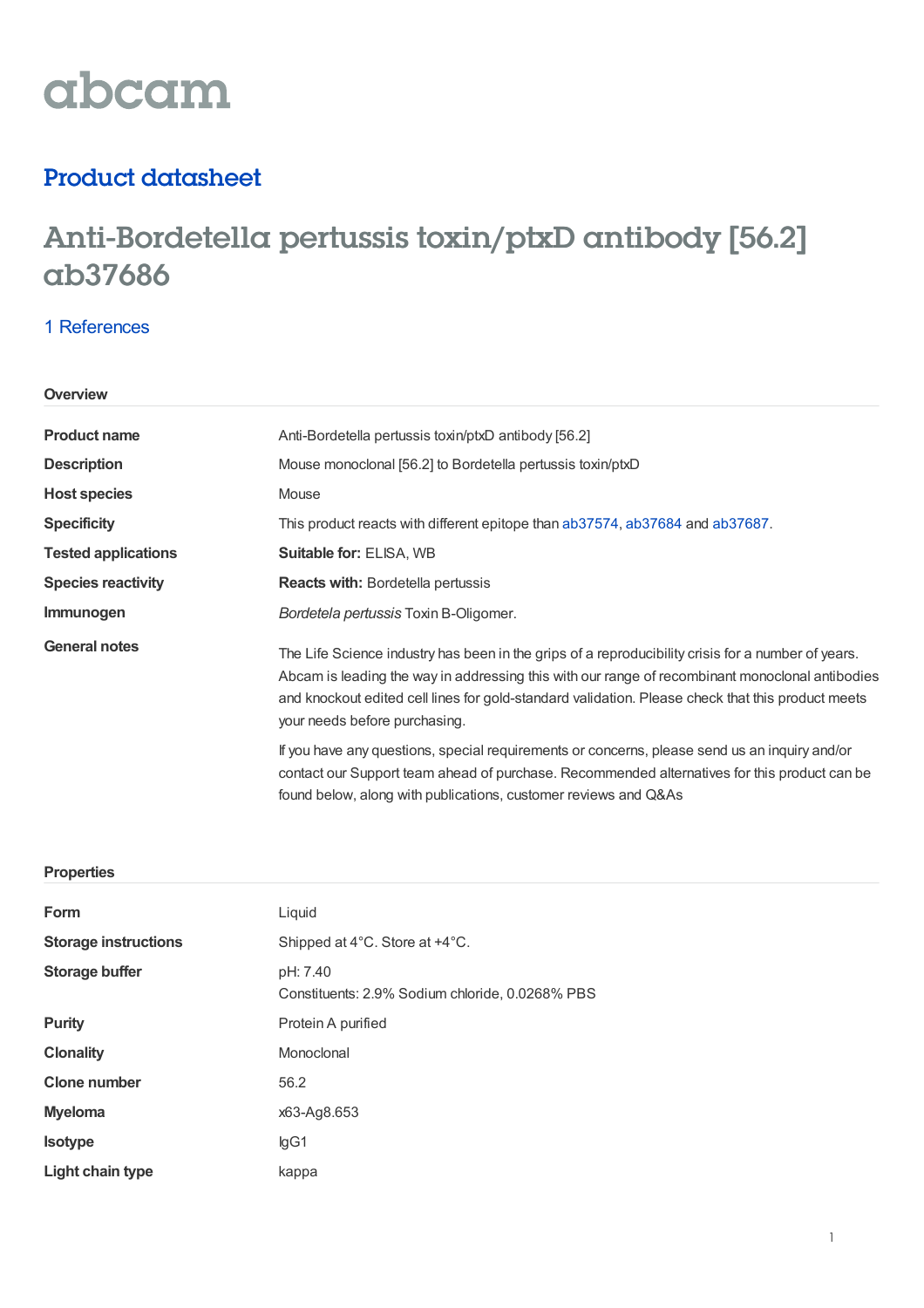# abcam

## Product datasheet

# Anti-Bordetella pertussis toxin/ptxD antibody [56.2] ab37686

1 References

### Overview

| | |
|---|---|
| **Product name** | Anti-Bordetella pertussis toxin/ptxD antibody [56.2] |
| **Description** | Mouse monoclonal [56.2] to Bordetella pertussis toxin/ptxD |
| **Host species** | Mouse |
| **Specificity** | This product reacts with different epitope than ab37574, ab37684 and ab37687. |
| **Tested applications** | **Suitable for:** ELISA, WB |
| **Species reactivity** | **Reacts with:** Bordetella pertussis |
| **Immunogen** | *Bordetela pertussis* Toxin B-Oligomer. |
| **General notes** | The Life Science industry has been in the grips of a reproducibility crisis for a number of years. Abcam is leading the way in addressing this with our range of recombinant monoclonal antibodies and knockout edited cell lines for gold-standard validation. Please check that this product meets your needs before purchasing.<br><br>If you have any questions, special requirements or concerns, please send us an inquiry and/or contact our Support team ahead of purchase. Recommended alternatives for this product can be found below, along with publications, customer reviews and Q&As |

### Properties

| | |
|---|---|
| **Form** | Liquid |
| **Storage instructions** | Shipped at 4°C. Store at +4°C. |
| **Storage buffer** | pH: 7.40<br>Constituents: 2.9% Sodium chloride, 0.0268% PBS |
| **Purity** | Protein A purified |
| **Clonality** | Monoclonal |
| **Clone number** | 56.2 |
| **Myeloma** | x63-Ag8.653 |
| **Isotype** | IgG1 |
| **Light chain type** | kappa |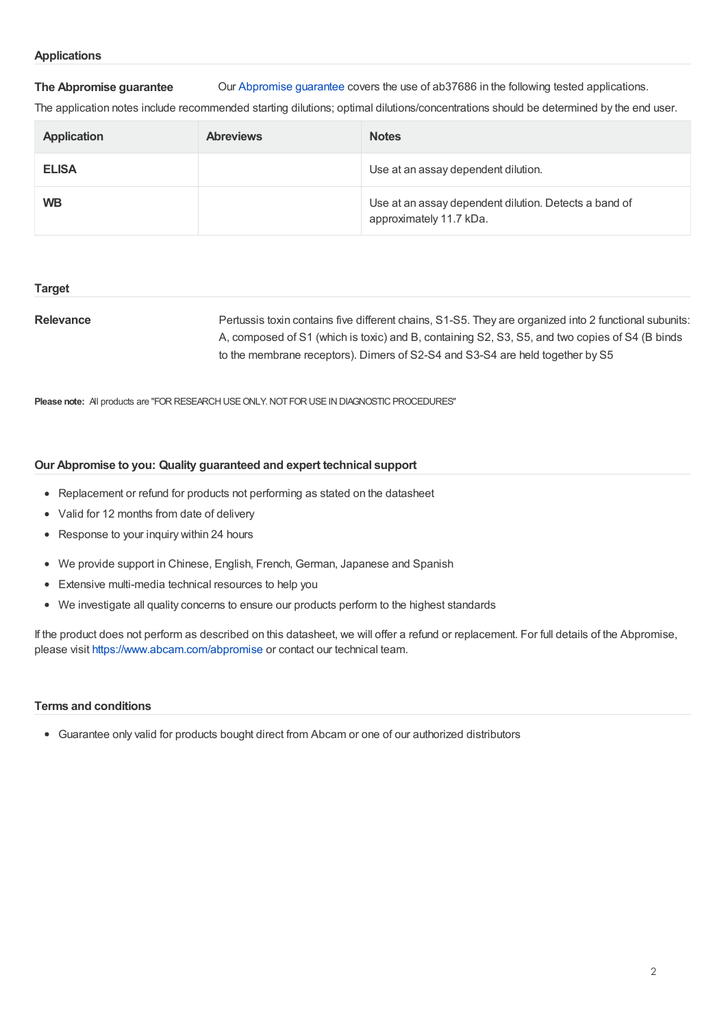## Applications

**The Abpromise guarantee** Our Abpromise guarantee covers the use of ab37686 in the following tested applications.

The application notes include recommended starting dilutions; optimal dilutions/concentrations should be determined by the end user.

| Application | Abreviews | Notes |
|---|---|---|
| **ELISA** | | Use at an assay dependent dilution. |
| **WB** | | Use at an assay dependent dilution. Detects a band of approximately 11.7 kDa. |

## Target

**Relevance** Pertussis toxin contains five different chains, S1-S5. They are organized into 2 functional subunits: A, composed of S1 (which is toxic) and B, containing S2, S3, S5, and two copies of S4 (B binds to the membrane receptors). Dimers of S2-S4 and S3-S4 are held together by S5

**Please note:** All products are "FOR RESEARCH USE ONLY. NOT FOR USE IN DIAGNOSTIC PROCEDURES"

## Our Abpromise to you: Quality guaranteed and expert technical support

- Replacement or refund for products not performing as stated on the datasheet
- Valid for 12 months from date of delivery
- Response to your inquiry within 24 hours

- We provide support in Chinese, English, French, German, Japanese and Spanish
- Extensive multi-media technical resources to help you
- We investigate all quality concerns to ensure our products perform to the highest standards

If the product does not perform as described on this datasheet, we will offer a refund or replacement. For full details of the Abpromise, please visit https://www.abcam.com/abpromise or contact our technical team.

## Terms and conditions

- Guarantee only valid for products bought direct from Abcam or one of our authorized distributors